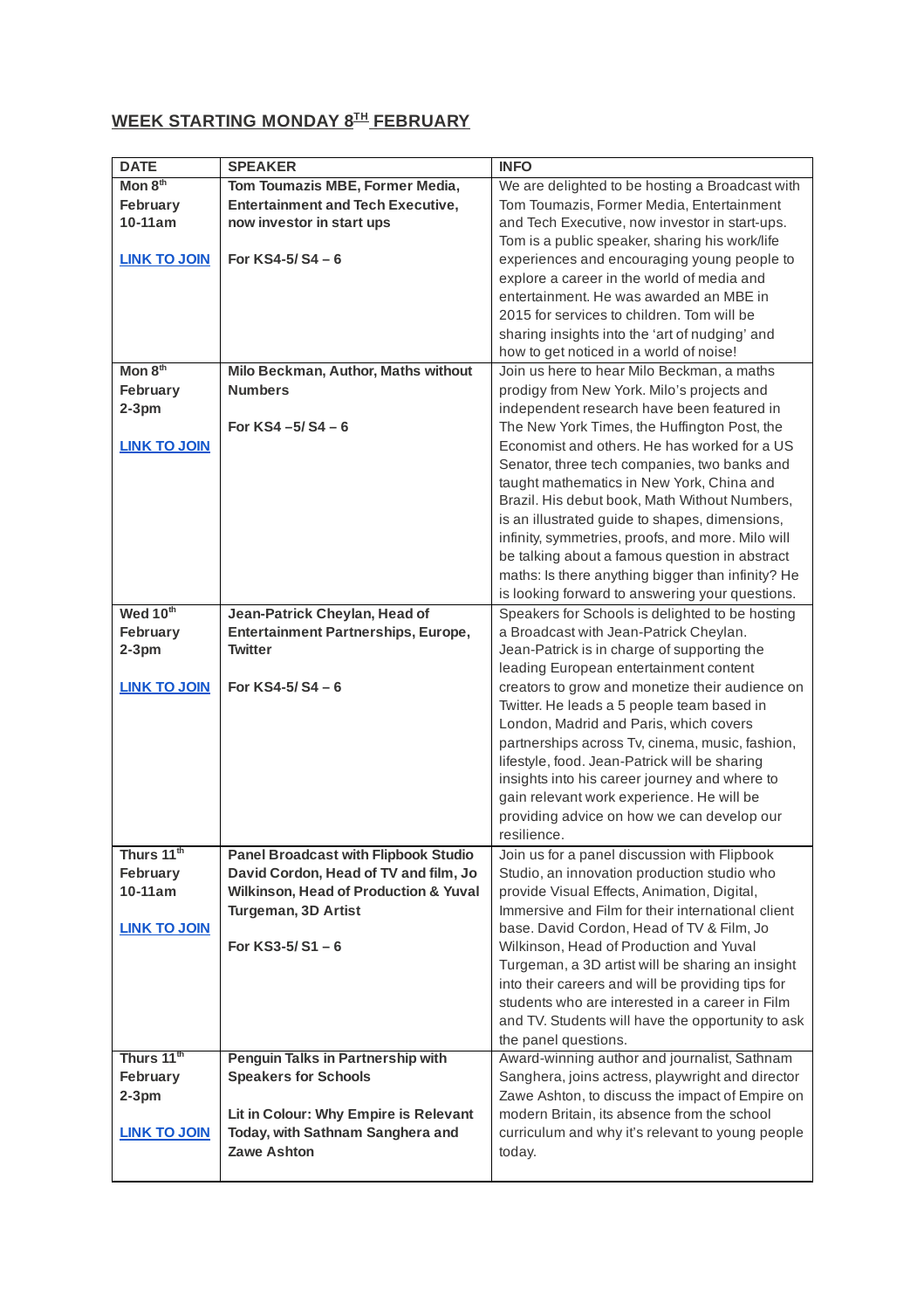## WEEK STARTING MONDAY 8TH FEBRUARY

| DATE | SPEAKER | INFO |
|---|---|---|
| **Mon 8th February 10-11am**<br><br>**LINK TO JOIN** | **Tom Toumazis MBE, Former Media, Entertainment and Tech Executive, now investor in start ups**<br><br>**For KS4-5/ S4 – 6** | We are delighted to be hosting a Broadcast with Tom Toumazis, Former Media, Entertainment and Tech Executive, now investor in start-ups. Tom is a public speaker, sharing his work/life experiences and encouraging young people to explore a career in the world of media and entertainment. He was awarded an MBE in 2015 for services to children. Tom will be sharing insights into the 'art of nudging' and how to get noticed in a world of noise! |
| **Mon 8th February 2-3pm**<br><br>**LINK TO JOIN** | **Milo Beckman, Author, Maths without Numbers**<br><br>**For KS4 –5/ S4 – 6** | Join us here to hear Milo Beckman, a maths prodigy from New York. Milo's projects and independent research have been featured in The New York Times, the Huffington Post, the Economist and others. He has worked for a US Senator, three tech companies, two banks and taught mathematics in New York, China and Brazil. His debut book, Math Without Numbers, is an illustrated guide to shapes, dimensions, infinity, symmetries, proofs, and more. Milo will be talking about a famous question in abstract maths: Is there anything bigger than infinity? He is looking forward to answering your questions. |
| **Wed 10th February 2-3pm**<br><br>**LINK TO JOIN** | **Jean-Patrick Cheylan, Head of Entertainment Partnerships, Europe, Twitter**<br><br>**For KS4-5/ S4 – 6** | Speakers for Schools is delighted to be hosting a Broadcast with Jean-Patrick Cheylan. Jean-Patrick is in charge of supporting the leading European entertainment content creators to grow and monetize their audience on Twitter. He leads a 5 people team based in London, Madrid and Paris, which covers partnerships across Tv, cinema, music, fashion, lifestyle, food. Jean-Patrick will be sharing insights into his career journey and where to gain relevant work experience. He will be providing advice on how we can develop our resilience. |
| **Thurs 11th February 10-11am**<br><br>**LINK TO JOIN** | **Panel Broadcast with Flipbook Studio David Cordon, Head of TV and film, Jo Wilkinson, Head of Production & Yuval Turgeman, 3D Artist**<br><br>**For KS3-5/ S1 – 6** | Join us for a panel discussion with Flipbook Studio, an innovation production studio who provide Visual Effects, Animation, Digital, Immersive and Film for their international client base. David Cordon, Head of TV & Film, Jo Wilkinson, Head of Production and Yuval Turgeman, a 3D artist will be sharing an insight into their careers and will be providing tips for students who are interested in a career in Film and TV. Students will have the opportunity to ask the panel questions. |
| **Thurs 11th February 2-3pm**<br><br>**LINK TO JOIN** | **Penguin Talks in Partnership with Speakers for Schools**<br><br>**Lit in Colour: Why Empire is Relevant Today, with Sathnam Sanghera and Zawe Ashton** | Award-winning author and journalist, Sathnam Sanghera, joins actress, playwright and director Zawe Ashton, to discuss the impact of Empire on modern Britain, its absence from the school curriculum and why it's relevant to young people today. |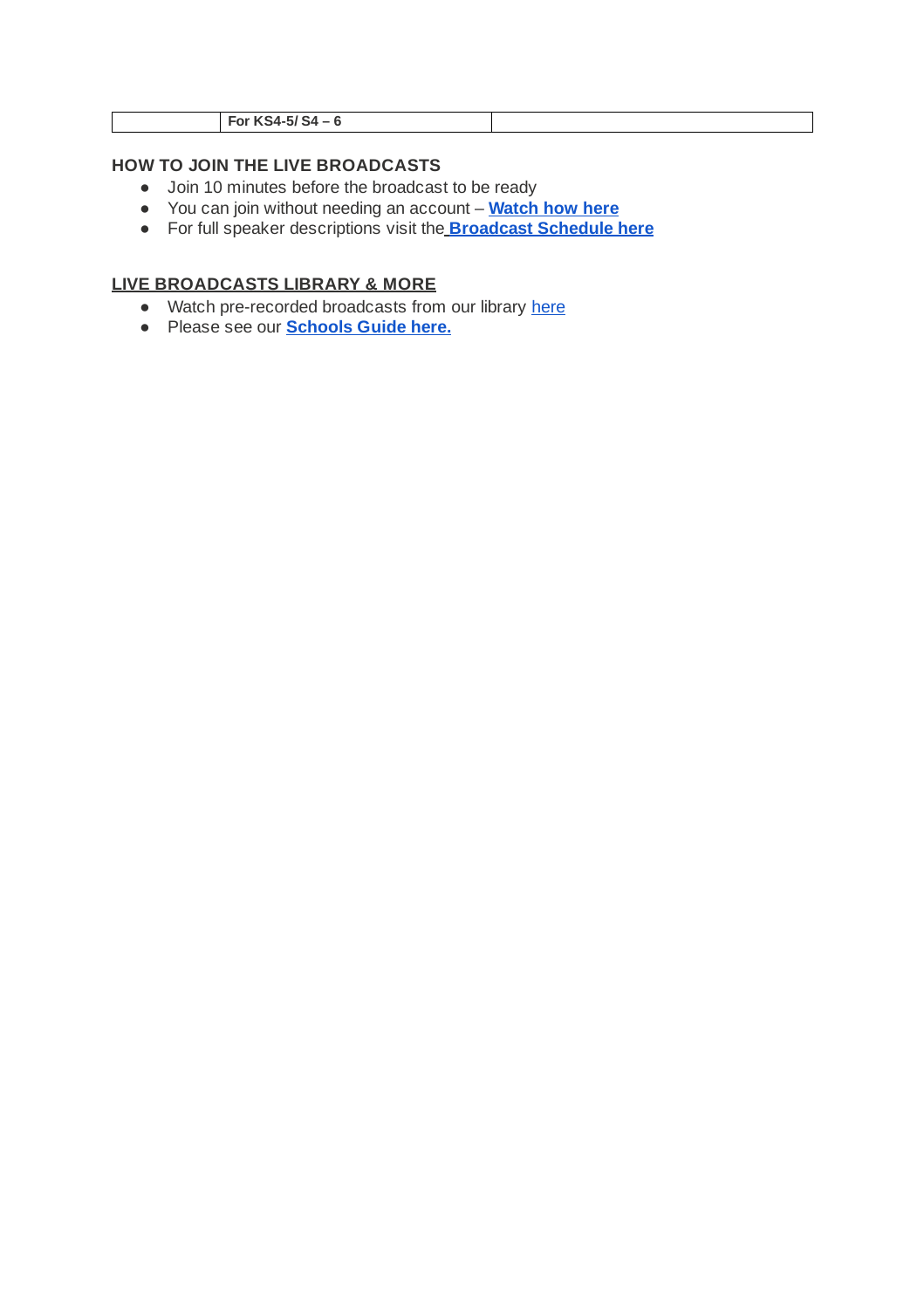| | | |
|---|---|---|
| | **For KS4-5/ S4 – 6** | |

## HOW TO JOIN THE LIVE BROADCASTS

- Join 10 minutes before the broadcast to be ready
- You can join without needing an account – **Watch how here**
- For full speaker descriptions visit the **Broadcast Schedule here**

## LIVE BROADCASTS LIBRARY & MORE

- Watch pre-recorded broadcasts from our library here
- Please see our **Schools Guide here.**